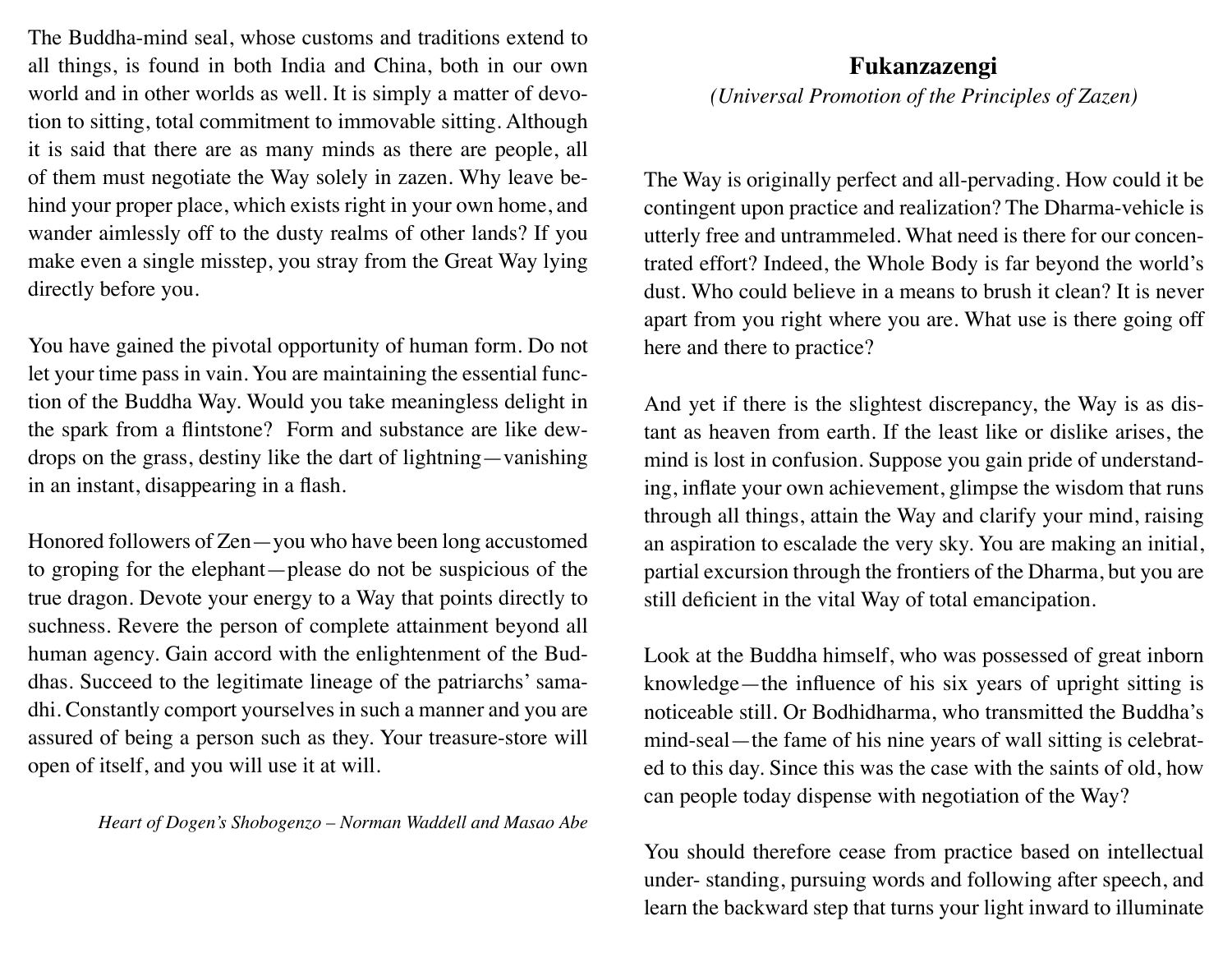The Buddha-mind seal, whose customs and traditions extend to all things, is found in both India and China, both in our own world and in other worlds as well. It is simply a matter of devotion to sitting, total commitment to immovable sitting. Although it is said that there are as many minds as there are people, all of them must negotiate the Way solely in zazen. Why leave behind your proper place, which exists right in your own home, and wander aimlessly off to the dusty realms of other lands? If you make even a single misstep, you stray from the Great Way lying directly before you.

You have gained the pivotal opportunity of human form. Do not let your time pass in vain. You are maintaining the essential function of the Buddha Way. Would you take meaningless delight in the spark from a flintstone? Form and substance are like dewdrops on the grass, destiny like the dart of lightning—vanishing in an instant, disappearing in a flash.

Honored followers of Zen—you who have been long accustomed to groping for the elephant—please do not be suspicious of the true dragon. Devote your energy to a Way that points directly to suchness. Revere the person of complete attainment beyond all human agency. Gain accord with the enlightenment of the Buddhas. Succeed to the legitimate lineage of the patriarchs' samadhi. Constantly comport yourselves in such a manner and you are assured of being a person such as they. Your treasure-store will open of itself, and you will use it at will.

*Heart of Dogen's Shobogenzo – Norman Waddell and Masao Abe*

## Fukanzazengi

*(Universal Promotion of the Principles of Zazen)*

The Way is originally perfect and all-pervading. How could it be contingent upon practice and realization? The Dharma-vehicle is utterly free and untrammeled. What need is there for our concentrated effort? Indeed, the Whole Body is far beyond the world's dust. Who could believe in a means to brush it clean? It is never apart from you right where you are. What use is there going off here and there to practice?

And yet if there is the slightest discrepancy, the Way is as distant as heaven from earth. If the least like or dislike arises, the mind is lost in confusion. Suppose you gain pride of understanding, inflate your own achievement, glimpse the wisdom that runs through all things, attain the Way and clarify your mind, raising an aspiration to escalade the very sky. You are making an initial, partial excursion through the frontiers of the Dharma, but you are still deficient in the vital Way of total emancipation.

Look at the Buddha himself, who was possessed of great inborn knowledge—the influence of his six years of upright sitting is noticeable still. Or Bodhidharma, who transmitted the Buddha's mind-seal—the fame of his nine years of wall sitting is celebrated to this day. Since this was the case with the saints of old, how can people today dispense with negotiation of the Way?

You should therefore cease from practice based on intellectual under- standing, pursuing words and following after speech, and learn the backward step that turns your light inward to illuminate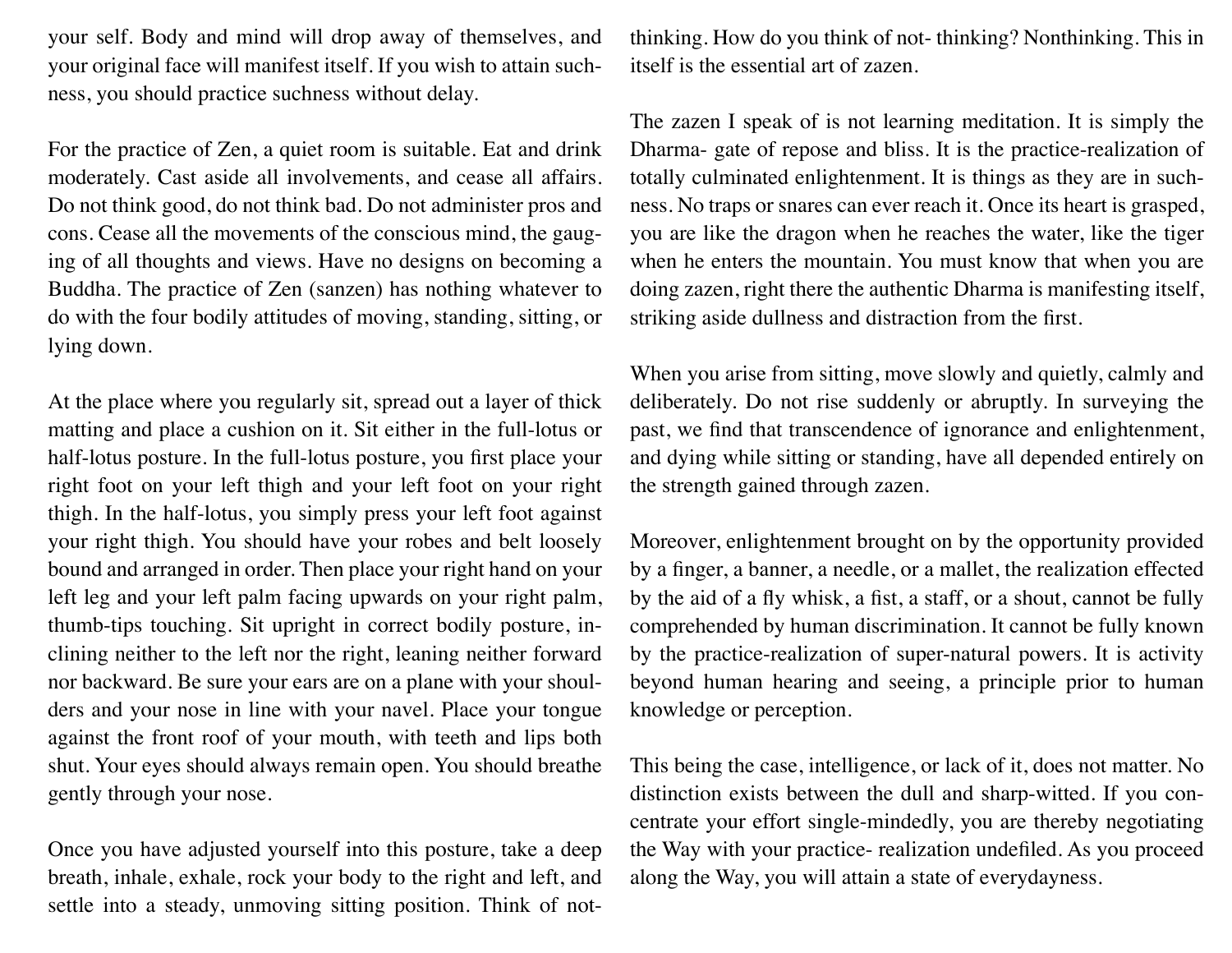your self. Body and mind will drop away of themselves, and your original face will manifest itself. If you wish to attain suchness, you should practice suchness without delay.

For the practice of Zen, a quiet room is suitable. Eat and drink moderately. Cast aside all involvements, and cease all affairs. Do not think good, do not think bad. Do not administer pros and cons. Cease all the movements of the conscious mind, the gauging of all thoughts and views. Have no designs on becoming a Buddha. The practice of Zen (sanzen) has nothing whatever to do with the four bodily attitudes of moving, standing, sitting, or lying down.

At the place where you regularly sit, spread out a layer of thick matting and place a cushion on it. Sit either in the full-lotus or half-lotus posture. In the full-lotus posture, you first place your right foot on your left thigh and your left foot on your right thigh. In the half-lotus, you simply press your left foot against your right thigh. You should have your robes and belt loosely bound and arranged in order. Then place your right hand on your left leg and your left palm facing upwards on your right palm, thumb-tips touching. Sit upright in correct bodily posture, inclining neither to the left nor the right, leaning neither forward nor backward. Be sure your ears are on a plane with your shoulders and your nose in line with your navel. Place your tongue against the front roof of your mouth, with teeth and lips both shut. Your eyes should always remain open. You should breathe gently through your nose.

Once you have adjusted yourself into this posture, take a deep breath, inhale, exhale, rock your body to the right and left, and settle into a steady, unmoving sitting position. Think of not-thinking. How do you think of not- thinking? Nonthinking. This in itself is the essential art of zazen.

The zazen I speak of is not learning meditation. It is simply the Dharma- gate of repose and bliss. It is the practice-realization of totally culminated enlightenment. It is things as they are in suchness. No traps or snares can ever reach it. Once its heart is grasped, you are like the dragon when he reaches the water, like the tiger when he enters the mountain. You must know that when you are doing zazen, right there the authentic Dharma is manifesting itself, striking aside dullness and distraction from the first.

When you arise from sitting, move slowly and quietly, calmly and deliberately. Do not rise suddenly or abruptly. In surveying the past, we find that transcendence of ignorance and enlightenment, and dying while sitting or standing, have all depended entirely on the strength gained through zazen.

Moreover, enlightenment brought on by the opportunity provided by a finger, a banner, a needle, or a mallet, the realization effected by the aid of a fly whisk, a fist, a staff, or a shout, cannot be fully comprehended by human discrimination. It cannot be fully known by the practice-realization of super-natural powers. It is activity beyond human hearing and seeing, a principle prior to human knowledge or perception.

This being the case, intelligence, or lack of it, does not matter. No distinction exists between the dull and sharp-witted. If you concentrate your effort single-mindedly, you are thereby negotiating the Way with your practice- realization undefiled. As you proceed along the Way, you will attain a state of everydayness.